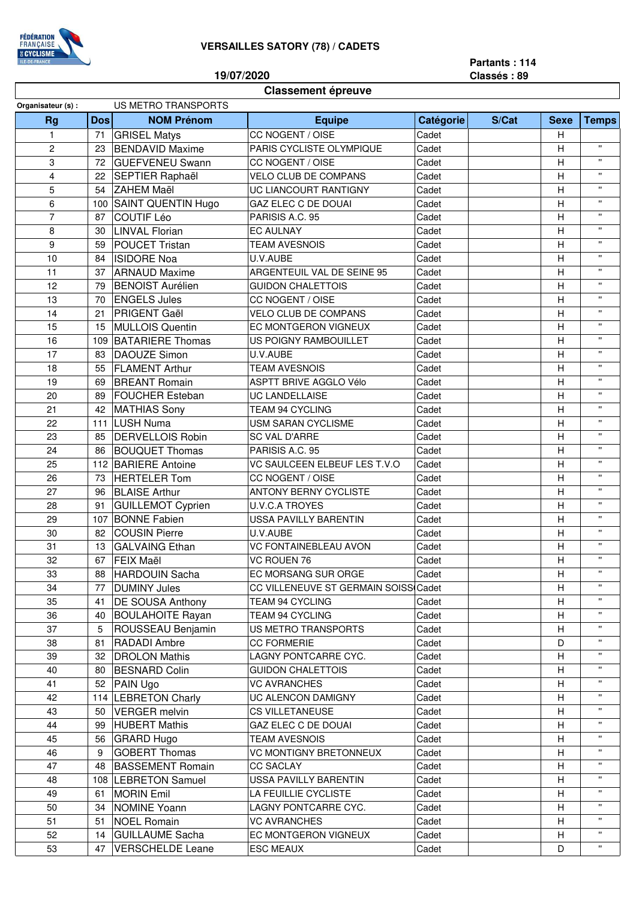FÉDÉRATION FRANÇAISE DE CYCLISME ILE-DE-FRANCE

**VERSAILLES SATORY (78) / CADETS**

**19/07/2020**

**Partants : 114**
**Classés : 89**

## Classement épreuve

Organisateur (s) : US METRO TRANSPORTS

| Rg | Dos | NOM Prénom | Equipe | Catégorie | S/Cat | Sexe | Temps |
|---|---|---|---|---|---|---|---|
| 1 | 71 | GRISEL Matys | CC NOGENT / OISE | Cadet | | H | |
| 2 | 23 | BENDAVID Maxime | PARIS CYCLISTE OLYMPIQUE | Cadet | | H | " |
| 3 | 72 | GUEFVENEU Swann | CC NOGENT / OISE | Cadet | | H | " |
| 4 | 22 | SEPTIER Raphaël | VELO CLUB DE COMPANS | Cadet | | H | " |
| 5 | 54 | ZAHEM Maël | UC LIANCOURT RANTIGNY | Cadet | | H | " |
| 6 | 100 | SAINT QUENTIN Hugo | GAZ ELEC C DE DOUAI | Cadet | | H | " |
| 7 | 87 | COUTIF Léo | PARISIS A.C. 95 | Cadet | | H | " |
| 8 | 30 | LINVAL Florian | EC AULNAY | Cadet | | H | " |
| 9 | 59 | POUCET Tristan | TEAM AVESNOIS | Cadet | | H | " |
| 10 | 84 | ISIDORE Noa | U.V.AUBE | Cadet | | H | " |
| 11 | 37 | ARNAUD Maxime | ARGENTEUIL VAL DE SEINE 95 | Cadet | | H | " |
| 12 | 79 | BENOIST Aurélien | GUIDON CHALETTOIS | Cadet | | H | " |
| 13 | 70 | ENGELS Jules | CC NOGENT / OISE | Cadet | | H | " |
| 14 | 21 | PRIGENT Gaël | VELO CLUB DE COMPANS | Cadet | | H | " |
| 15 | 15 | MULLOIS Quentin | EC MONTGERON VIGNEUX | Cadet | | H | " |
| 16 | 109 | BATARIERE Thomas | US POIGNY RAMBOUILLET | Cadet | | H | " |
| 17 | 83 | DAOUZE Simon | U.V.AUBE | Cadet | | H | " |
| 18 | 55 | FLAMENT Arthur | TEAM AVESNOIS | Cadet | | H | " |
| 19 | 69 | BREANT Romain | ASPTT BRIVE AGGLO Vélo | Cadet | | H | " |
| 20 | 89 | FOUCHER Esteban | UC LANDELLAISE | Cadet | | H | " |
| 21 | 42 | MATHIAS Sony | TEAM 94 CYCLING | Cadet | | H | " |
| 22 | 111 | LUSH Numa | USM SARAN CYCLISME | Cadet | | H | " |
| 23 | 85 | DERVELLOIS Robin | SC VAL D'ARRE | Cadet | | H | " |
| 24 | 86 | BOUQUET Thomas | PARISIS A.C. 95 | Cadet | | H | " |
| 25 | 112 | BARIERE Antoine | VC SAULCEEN ELBEUF LES T.V.O | Cadet | | H | " |
| 26 | 73 | HERTELER Tom | CC NOGENT / OISE | Cadet | | H | " |
| 27 | 96 | BLAISE Arthur | ANTONY BERNY CYCLISTE | Cadet | | H | " |
| 28 | 91 | GUILLEMOT Cyprien | U.V.C.A TROYES | Cadet | | H | " |
| 29 | 107 | BONNE Fabien | USSA PAVILLY BARENTIN | Cadet | | H | " |
| 30 | 82 | COUSIN Pierre | U.V.AUBE | Cadet | | H | " |
| 31 | 13 | GALVAING Ethan | VC FONTAINEBLEAU AVON | Cadet | | H | " |
| 32 | 67 | FEIX Maël | VC ROUEN 76 | Cadet | | H | " |
| 33 | 88 | HARDOUIN Sacha | EC MORSANG SUR ORGE | Cadet | | H | " |
| 34 | 77 | DUMINY Jules | CC VILLENEUVE ST GERMAIN SOISS | Cadet | | H | " |
| 35 | 41 | DE SOUSA Anthony | TEAM 94 CYCLING | Cadet | | H | " |
| 36 | 40 | BOULAHOITE Rayan | TEAM 94 CYCLING | Cadet | | H | " |
| 37 | 5 | ROUSSEAU Benjamin | US METRO TRANSPORTS | Cadet | | H | " |
| 38 | 81 | RADADI Ambre | CC FORMERIE | Cadet | | D | " |
| 39 | 32 | DROLON Mathis | LAGNY PONTCARRE CYC. | Cadet | | H | " |
| 40 | 80 | BESNARD Colin | GUIDON CHALETTOIS | Cadet | | H | " |
| 41 | 52 | PAIN Ugo | VC AVRANCHES | Cadet | | H | " |
| 42 | 114 | LEBRETON Charly | UC ALENCON DAMIGNY | Cadet | | H | " |
| 43 | 50 | VERGER melvin | CS VILLETANEUSE | Cadet | | H | " |
| 44 | 99 | HUBERT Mathis | GAZ ELEC C DE DOUAI | Cadet | | H | " |
| 45 | 56 | GRARD Hugo | TEAM AVESNOIS | Cadet | | H | " |
| 46 | 9 | GOBERT Thomas | VC MONTIGNY BRETONNEUX | Cadet | | H | " |
| 47 | 48 | BASSEMENT Romain | CC SACLAY | Cadet | | H | " |
| 48 | 108 | LEBRETON Samuel | USSA PAVILLY BARENTIN | Cadet | | H | " |
| 49 | 61 | MORIN Emil | LA FEUILLIE CYCLISTE | Cadet | | H | " |
| 50 | 34 | NOMINE Yoann | LAGNY PONTCARRE CYC. | Cadet | | H | " |
| 51 | 51 | NOEL Romain | VC AVRANCHES | Cadet | | H | " |
| 52 | 14 | GUILLAUME Sacha | EC MONTGERON VIGNEUX | Cadet | | H | " |
| 53 | 47 | VERSCHELDE Leane | ESC MEAUX | Cadet | | D | " |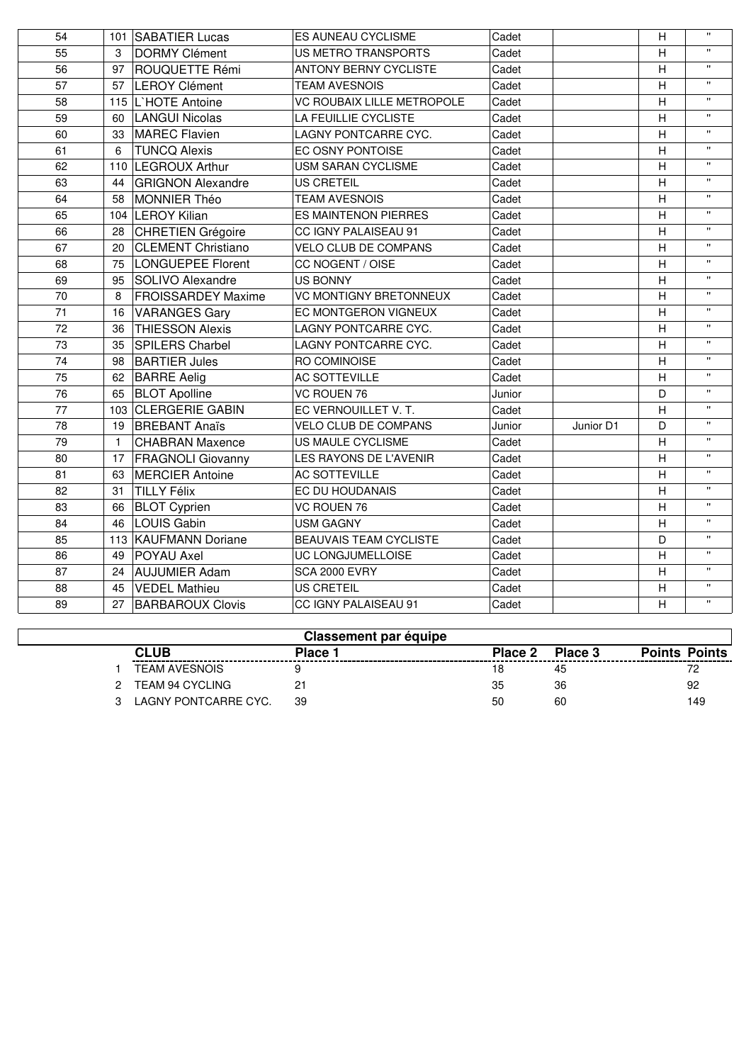| | | | | | | | |
|---|---|---|---|---|---|---|---|
| 54 | 101 | SABATIER Lucas | ES AUNEAU CYCLISME | Cadet | | H | " |
| 55 | 3 | DORMY Clément | US METRO TRANSPORTS | Cadet | | H | " |
| 56 | 97 | ROUQUETTE Rémi | ANTONY BERNY CYCLISTE | Cadet | | H | " |
| 57 | 57 | LEROY Clément | TEAM AVESNOIS | Cadet | | H | " |
| 58 | 115 | L`HOTE Antoine | VC ROUBAIX LILLE METROPOLE | Cadet | | H | " |
| 59 | 60 | LANGUI Nicolas | LA FEUILLIE CYCLISTE | Cadet | | H | " |
| 60 | 33 | MAREC Flavien | LAGNY PONTCARRE CYC. | Cadet | | H | " |
| 61 | 6 | TUNCQ Alexis | EC OSNY PONTOISE | Cadet | | H | " |
| 62 | 110 | LEGROUX Arthur | USM SARAN CYCLISME | Cadet | | H | " |
| 63 | 44 | GRIGNON Alexandre | US CRETEIL | Cadet | | H | " |
| 64 | 58 | MONNIER Théo | TEAM AVESNOIS | Cadet | | H | " |
| 65 | 104 | LEROY Kilian | ES MAINTENON PIERRES | Cadet | | H | " |
| 66 | 28 | CHRETIEN Grégoire | CC IGNY PALAISEAU 91 | Cadet | | H | " |
| 67 | 20 | CLEMENT Christiano | VELO CLUB DE COMPANS | Cadet | | H | " |
| 68 | 75 | LONGUEPEE Florent | CC NOGENT / OISE | Cadet | | H | " |
| 69 | 95 | SOLIVO Alexandre | US BONNY | Cadet | | H | " |
| 70 | 8 | FROISSARDEY Maxime | VC MONTIGNY BRETONNEUX | Cadet | | H | " |
| 71 | 16 | VARANGES Gary | EC MONTGERON VIGNEUX | Cadet | | H | " |
| 72 | 36 | THIESSON Alexis | LAGNY PONTCARRE CYC. | Cadet | | H | " |
| 73 | 35 | SPILERS Charbel | LAGNY PONTCARRE CYC. | Cadet | | H | " |
| 74 | 98 | BARTIER Jules | RO COMINOISE | Cadet | | H | " |
| 75 | 62 | BARRE Aelig | AC SOTTEVILLE | Cadet | | H | " |
| 76 | 65 | BLOT Apolline | VC ROUEN 76 | Junior | | D | " |
| 77 | 103 | CLERGERIE GABIN | EC VERNOUILLET V. T. | Cadet | | H | " |
| 78 | 19 | BREBANT Anaïs | VELO CLUB DE COMPANS | Junior | Junior D1 | D | " |
| 79 | 1 | CHABRAN Maxence | US MAULE CYCLISME | Cadet | | H | " |
| 80 | 17 | FRAGNOLI Giovanny | LES RAYONS DE L'AVENIR | Cadet | | H | " |
| 81 | 63 | MERCIER Antoine | AC SOTTEVILLE | Cadet | | H | " |
| 82 | 31 | TILLY Félix | EC DU HOUDANAIS | Cadet | | H | " |
| 83 | 66 | BLOT Cyprien | VC ROUEN 76 | Cadet | | H | " |
| 84 | 46 | LOUIS Gabin | USM GAGNY | Cadet | | H | " |
| 85 | 113 | KAUFMANN Doriane | BEAUVAIS TEAM CYCLISTE | Cadet | | D | " |
| 86 | 49 | POYAU Axel | UC LONGJUMELLOISE | Cadet | | H | " |
| 87 | 24 | AUJUMIER Adam | SCA 2000 EVRY | Cadet | | H | " |
| 88 | 45 | VEDEL Mathieu | US CRETEIL | Cadet | | H | " |
| 89 | 27 | BARBAROUX Clovis | CC IGNY PALAISEAU 91 | Cadet | | H | " |

**Classement par équipe**

| | CLUB | Place 1 | Place 2 | Place 3 | Points | Points |
|---|---|---|---|---|---|---|
| 1 | TEAM AVESNOIS | 9 | 18 | 45 | | 72 |
| 2 | TEAM 94 CYCLING | 21 | 35 | 36 | | 92 |
| 3 | LAGNY PONTCARRE CYC. | 39 | 50 | 60 | | 149 |